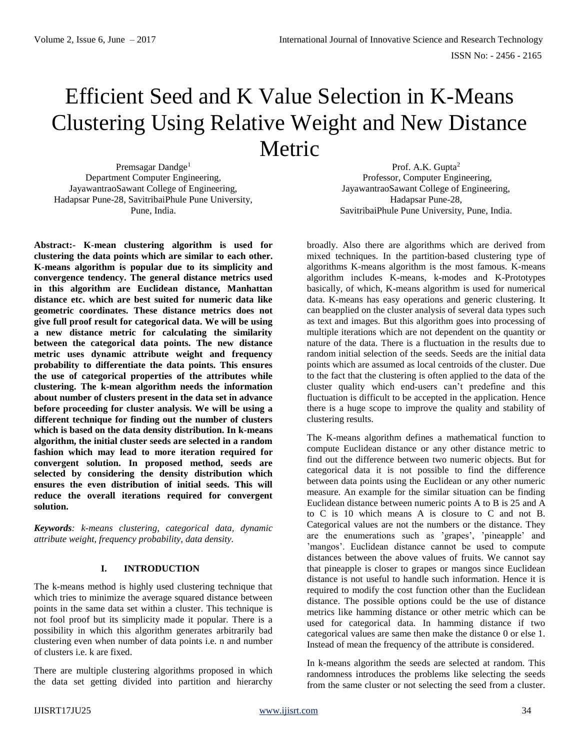# Efficient Seed and K Value Selection in K-Means Clustering Using Relative Weight and New Distance Metric

Premsagar Dandge[1]
Department Computer Engineering,
JayawantraoSawant College of Engineering,
Hadapsar Pune-28, SavitribaiPhule Pune University,
Pune, India.

Prof. A.K. Gupta[2]
Professor, Computer Engineering,
JayawantraoSawant College of Engineering,
Hadapsar Pune-28,
SavitribaiPhule Pune University, Pune, India.

**Abstract:- K-mean clustering algorithm is used for clustering the data points which are similar to each other. K-means algorithm is popular due to its simplicity and convergence tendency. The general distance metrics used in this algorithm are Euclidean distance, Manhattan distance etc. which are best suited for numeric data like geometric coordinates. These distance metrics does not give full proof result for categorical data. We will be using a new distance metric for calculating the similarity between the categorical data points. The new distance metric uses dynamic attribute weight and frequency probability to differentiate the data points. This ensures the use of categorical properties of the attributes while clustering. The k-mean algorithm needs the information about number of clusters present in the data set in advance before proceeding for cluster analysis. We will be using a different technique for finding out the number of clusters which is based on the data density distribution. In k-means algorithm, the initial cluster seeds are selected in a random fashion which may lead to more iteration required for convergent solution. In proposed method, seeds are selected by considering the density distribution which ensures the even distribution of initial seeds. This will reduce the overall iterations required for convergent solution.**

***Keywords**: k-means clustering, categorical data, dynamic attribute weight, frequency probability, data density.*

## I. INTRODUCTION

The k-means method is highly used clustering technique that which tries to minimize the average squared distance between points in the same data set within a cluster. This technique is not fool proof but its simplicity made it popular. There is a possibility in which this algorithm generates arbitrarily bad clustering even when number of data points i.e. n and number of clusters i.e. k are fixed.

There are multiple clustering algorithms proposed in which the data set getting divided into partition and hierarchy broadly. Also there are algorithms which are derived from mixed techniques. In the partition-based clustering type of algorithms K-means algorithm is the most famous. K-means algorithm includes K-means, k-modes and K-Prototypes basically, of which, K-means algorithm is used for numerical data. K-means has easy operations and generic clustering. It can beapplied on the cluster analysis of several data types such as text and images. But this algorithm goes into processing of multiple iterations which are not dependent on the quantity or nature of the data. There is a fluctuation in the results due to random initial selection of the seeds. Seeds are the initial data points which are assumed as local centroids of the cluster. Due to the fact that the clustering is often applied to the data of the cluster quality which end-users can't predefine and this fluctuation is difficult to be accepted in the application. Hence there is a huge scope to improve the quality and stability of clustering results.

The K-means algorithm defines a mathematical function to compute Euclidean distance or any other distance metric to find out the difference between two numeric objects. But for categorical data it is not possible to find the difference between data points using the Euclidean or any other numeric measure. An example for the similar situation can be finding Euclidean distance between numeric points A to B is 25 and A to C is 10 which means A is closure to C and not B. Categorical values are not the numbers or the distance. They are the enumerations such as 'grapes', 'pineapple' and 'mangos'. Euclidean distance cannot be used to compute distances between the above values of fruits. We cannot say that pineapple is closer to grapes or mangos since Euclidean distance is not useful to handle such information. Hence it is required to modify the cost function other than the Euclidean distance. The possible options could be the use of distance metrics like hamming distance or other metric which can be used for categorical data. In hamming distance if two categorical values are same then make the distance 0 or else 1. Instead of mean the frequency of the attribute is considered.

In k-means algorithm the seeds are selected at random. This randomness introduces the problems like selecting the seeds from the same cluster or not selecting the seed from a cluster.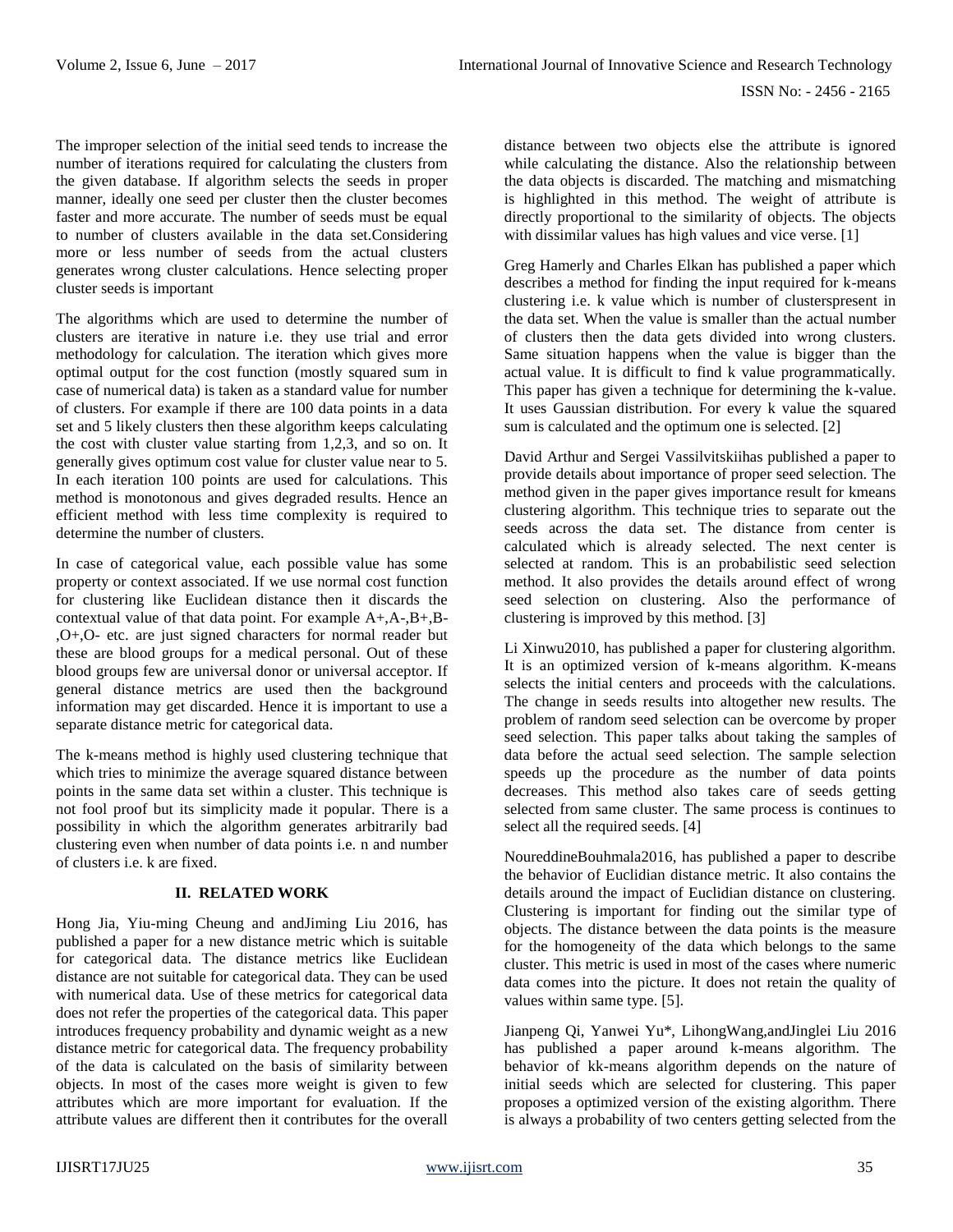The improper selection of the initial seed tends to increase the number of iterations required for calculating the clusters from the given database. If algorithm selects the seeds in proper manner, ideally one seed per cluster then the cluster becomes faster and more accurate. The number of seeds must be equal to number of clusters available in the data set.Considering more or less number of seeds from the actual clusters generates wrong cluster calculations. Hence selecting proper cluster seeds is important

The algorithms which are used to determine the number of clusters are iterative in nature i.e. they use trial and error methodology for calculation. The iteration which gives more optimal output for the cost function (mostly squared sum in case of numerical data) is taken as a standard value for number of clusters. For example if there are 100 data points in a data set and 5 likely clusters then these algorithm keeps calculating the cost with cluster value starting from 1,2,3, and so on. It generally gives optimum cost value for cluster value near to 5. In each iteration 100 points are used for calculations. This method is monotonous and gives degraded results. Hence an efficient method with less time complexity is required to determine the number of clusters.

In case of categorical value, each possible value has some property or context associated. If we use normal cost function for clustering like Euclidean distance then it discards the contextual value of that data point. For example A+,A-,B+,B-,O+,O- etc. are just signed characters for normal reader but these are blood groups for a medical personal. Out of these blood groups few are universal donor or universal acceptor. If general distance metrics are used then the background information may get discarded. Hence it is important to use a separate distance metric for categorical data.

The k-means method is highly used clustering technique that which tries to minimize the average squared distance between points in the same data set within a cluster. This technique is not fool proof but its simplicity made it popular. There is a possibility in which the algorithm generates arbitrarily bad clustering even when number of data points i.e. n and number of clusters i.e. k are fixed.

## II. RELATED WORK

Hong Jia, Yiu-ming Cheung and andJiming Liu 2016, has published a paper for a new distance metric which is suitable for categorical data. The distance metrics like Euclidean distance are not suitable for categorical data. They can be used with numerical data. Use of these metrics for categorical data does not refer the properties of the categorical data. This paper introduces frequency probability and dynamic weight as a new distance metric for categorical data. The frequency probability of the data is calculated on the basis of similarity between objects. In most of the cases more weight is given to few attributes which are more important for evaluation. If the attribute values are different then it contributes for the overall distance between two objects else the attribute is ignored while calculating the distance. Also the relationship between the data objects is discarded. The matching and mismatching is highlighted in this method. The weight of attribute is directly proportional to the similarity of objects. The objects with dissimilar values has high values and vice verse. [1]

Greg Hamerly and Charles Elkan has published a paper which describes a method for finding the input required for k-means clustering i.e. k value which is number of clusterspresent in the data set. When the value is smaller than the actual number of clusters then the data gets divided into wrong clusters. Same situation happens when the value is bigger than the actual value. It is difficult to find k value programmatically. This paper has given a technique for determining the k-value. It uses Gaussian distribution. For every k value the squared sum is calculated and the optimum one is selected. [2]

David Arthur and Sergei Vassilvitskiihas published a paper to provide details about importance of proper seed selection. The method given in the paper gives importance result for kmeans clustering algorithm. This technique tries to separate out the seeds across the data set. The distance from center is calculated which is already selected. The next center is selected at random. This is an probabilistic seed selection method. It also provides the details around effect of wrong seed selection on clustering. Also the performance of clustering is improved by this method. [3]

Li Xinwu2010, has published a paper for clustering algorithm. It is an optimized version of k-means algorithm. K-means selects the initial centers and proceeds with the calculations. The change in seeds results into altogether new results. The problem of random seed selection can be overcome by proper seed selection. This paper talks about taking the samples of data before the actual seed selection. The sample selection speeds up the procedure as the number of data points decreases. This method also takes care of seeds getting selected from same cluster. The same process is continues to select all the required seeds. [4]

NoureddineBouhmala2016, has published a paper to describe the behavior of Euclidian distance metric. It also contains the details around the impact of Euclidian distance on clustering. Clustering is important for finding out the similar type of objects. The distance between the data points is the measure for the homogeneity of the data which belongs to the same cluster. This metric is used in most of the cases where numeric data comes into the picture. It does not retain the quality of values within same type. [5].

Jianpeng Qi, Yanwei Yu*, LihongWang,andJinglei Liu 2016 has published a paper around k-means algorithm. The behavior of kk-means algorithm depends on the nature of initial seeds which are selected for clustering. This paper proposes a optimized version of the existing algorithm. There is always a probability of two centers getting selected from the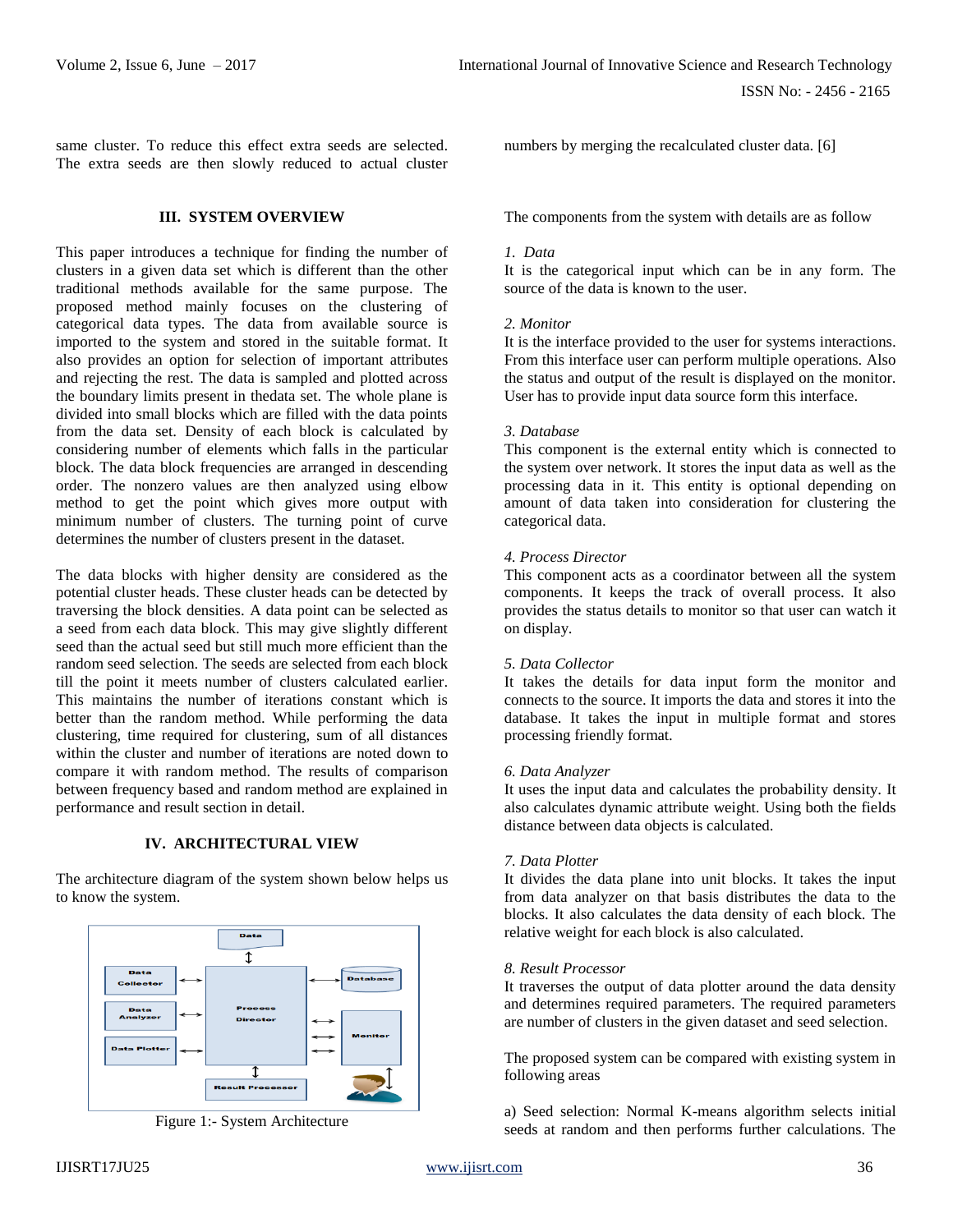same cluster. To reduce this effect extra seeds are selected. The extra seeds are then slowly reduced to actual cluster numbers by merging the recalculated cluster data. [6]

## III. SYSTEM OVERVIEW

This paper introduces a technique for finding the number of clusters in a given data set which is different than the other traditional methods available for the same purpose. The proposed method mainly focuses on the clustering of categorical data types. The data from available source is imported to the system and stored in the suitable format. It also provides an option for selection of important attributes and rejecting the rest. The data is sampled and plotted across the boundary limits present in thedata set. The whole plane is divided into small blocks which are filled with the data points from the data set. Density of each block is calculated by considering number of elements which falls in the particular block. The data block frequencies are arranged in descending order. The nonzero values are then analyzed using elbow method to get the point which gives more output with minimum number of clusters. The turning point of curve determines the number of clusters present in the dataset.

The data blocks with higher density are considered as the potential cluster heads. These cluster heads can be detected by traversing the block densities. A data point can be selected as a seed from each data block. This may give slightly different seed than the actual seed but still much more efficient than the random seed selection. The seeds are selected from each block till the point it meets number of clusters calculated earlier. This maintains the number of iterations constant which is better than the random method. While performing the data clustering, time required for clustering, sum of all distances within the cluster and number of iterations are noted down to compare it with random method. The results of comparison between frequency based and random method are explained in performance and result section in detail.

## IV. ARCHITECTURAL VIEW

The architecture diagram of the system shown below helps us to know the system.

Figure 1:- System Architecture

The components from the system with details are as follow

*1. Data*
It is the categorical input which can be in any form. The source of the data is known to the user.

*2. Monitor*
It is the interface provided to the user for systems interactions. From this interface user can perform multiple operations. Also the status and output of the result is displayed on the monitor. User has to provide input data source form this interface.

*3. Database*
This component is the external entity which is connected to the system over network. It stores the input data as well as the processing data in it. This entity is optional depending on amount of data taken into consideration for clustering the categorical data.

*4. Process Director*
This component acts as a coordinator between all the system components. It keeps the track of overall process. It also provides the status details to monitor so that user can watch it on display.

*5. Data Collector*
It takes the details for data input form the monitor and connects to the source. It imports the data and stores it into the database. It takes the input in multiple format and stores processing friendly format.

*6. Data Analyzer*
It uses the input data and calculates the probability density. It also calculates dynamic attribute weight. Using both the fields distance between data objects is calculated.

*7. Data Plotter*
It divides the data plane into unit blocks. It takes the input from data analyzer on that basis distributes the data to the blocks. It also calculates the data density of each block. The relative weight for each block is also calculated.

*8. Result Processor*
It traverses the output of data plotter around the data density and determines required parameters. The required parameters are number of clusters in the given dataset and seed selection.

The proposed system can be compared with existing system in following areas

a) Seed selection: Normal K-means algorithm selects initial seeds at random and then performs further calculations. The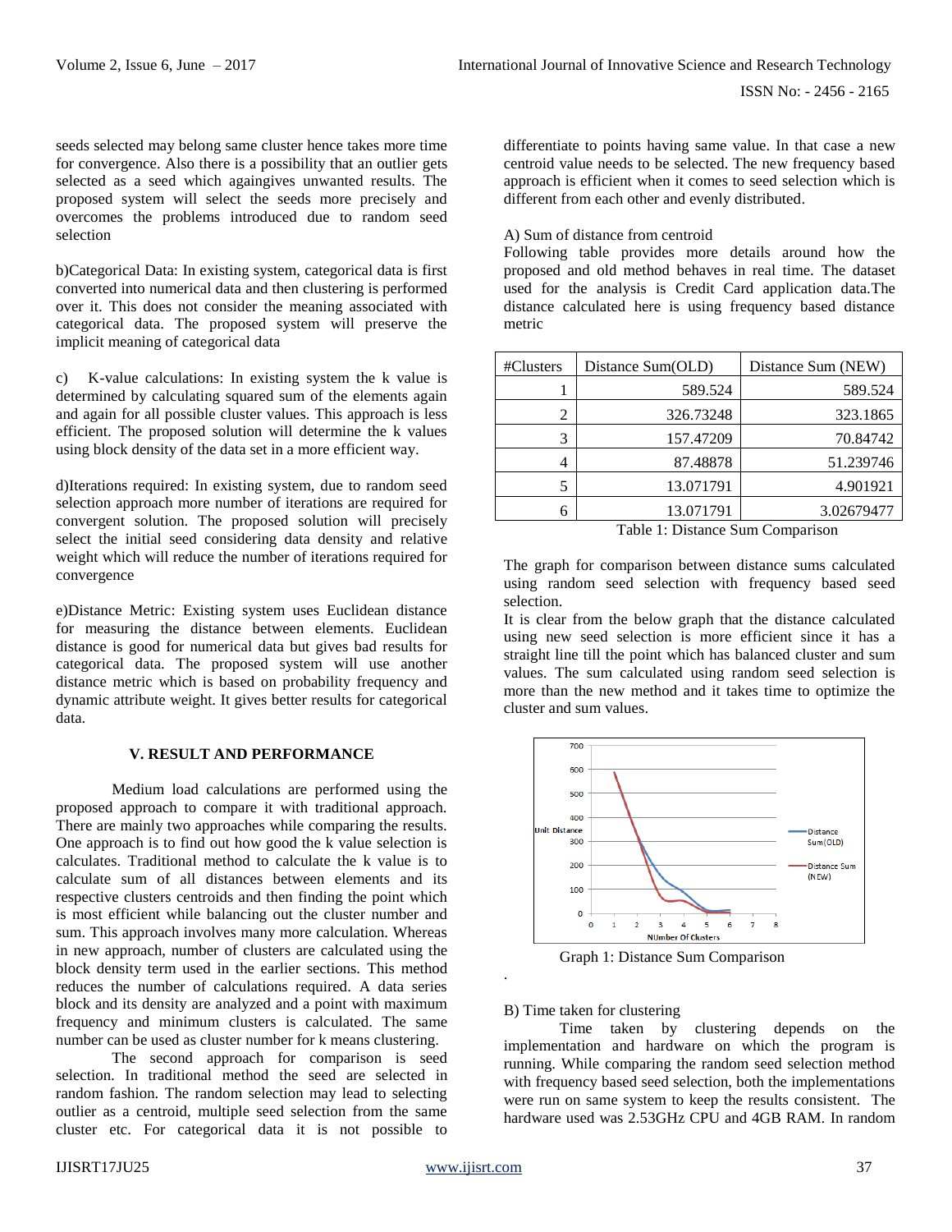seeds selected may belong same cluster hence takes more time for convergence. Also there is a possibility that an outlier gets selected as a seed which againgives unwanted results. The proposed system will select the seeds more precisely and overcomes the problems introduced due to random seed selection

b)Categorical Data: In existing system, categorical data is first converted into numerical data and then clustering is performed over it. This does not consider the meaning associated with categorical data. The proposed system will preserve the implicit meaning of categorical data

c) K-value calculations: In existing system the k value is determined by calculating squared sum of the elements again and again for all possible cluster values. This approach is less efficient. The proposed solution will determine the k values using block density of the data set in a more efficient way.

d)Iterations required: In existing system, due to random seed selection approach more number of iterations are required for convergent solution. The proposed solution will precisely select the initial seed considering data density and relative weight which will reduce the number of iterations required for convergence

e)Distance Metric: Existing system uses Euclidean distance for measuring the distance between elements. Euclidean distance is good for numerical data but gives bad results for categorical data. The proposed system will use another distance metric which is based on probability frequency and dynamic attribute weight. It gives better results for categorical data.

## V. RESULT AND PERFORMANCE

Medium load calculations are performed using the proposed approach to compare it with traditional approach. There are mainly two approaches while comparing the results. One approach is to find out how good the k value selection is calculates. Traditional method to calculate the k value is to calculate sum of all distances between elements and its respective clusters centroids and then finding the point which is most efficient while balancing out the cluster number and sum. This approach involves many more calculation. Whereas in new approach, number of clusters are calculated using the block density term used in the earlier sections. This method reduces the number of calculations required. A data series block and its density are analyzed and a point with maximum frequency and minimum clusters is calculated. The same number can be used as cluster number for k means clustering.

The second approach for comparison is seed selection. In traditional method the seed are selected in random fashion. The random selection may lead to selecting outlier as a centroid, multiple seed selection from the same cluster etc. For categorical data it is not possible to differentiate to points having same value. In that case a new centroid value needs to be selected. The new frequency based approach is efficient when it comes to seed selection which is different from each other and evenly distributed.

A) Sum of distance from centroid

Following table provides more details around how the proposed and old method behaves in real time. The dataset used for the analysis is Credit Card application data.The distance calculated here is using frequency based distance metric

| #Clusters | Distance Sum(OLD) | Distance Sum (NEW) |
|---|---|---|
| 1 | 589.524 | 589.524 |
| 2 | 326.73248 | 323.1865 |
| 3 | 157.47209 | 70.84742 |
| 4 | 87.48878 | 51.239746 |
| 5 | 13.071791 | 4.901921 |
| 6 | 13.071791 | 3.02679477 |

Table 1: Distance Sum Comparison

The graph for comparison between distance sums calculated using random seed selection with frequency based seed selection.

It is clear from the below graph that the distance calculated using new seed selection is more efficient since it has a straight line till the point which has balanced cluster and sum values. The sum calculated using random seed selection is more than the new method and it takes time to optimize the cluster and sum values.

Graph 1: Distance Sum Comparison

B) Time taken for clustering

Time taken by clustering depends on the implementation and hardware on which the program is running. While comparing the random seed selection method with frequency based seed selection, both the implementations were run on same system to keep the results consistent. The hardware used was 2.53GHz CPU and 4GB RAM. In random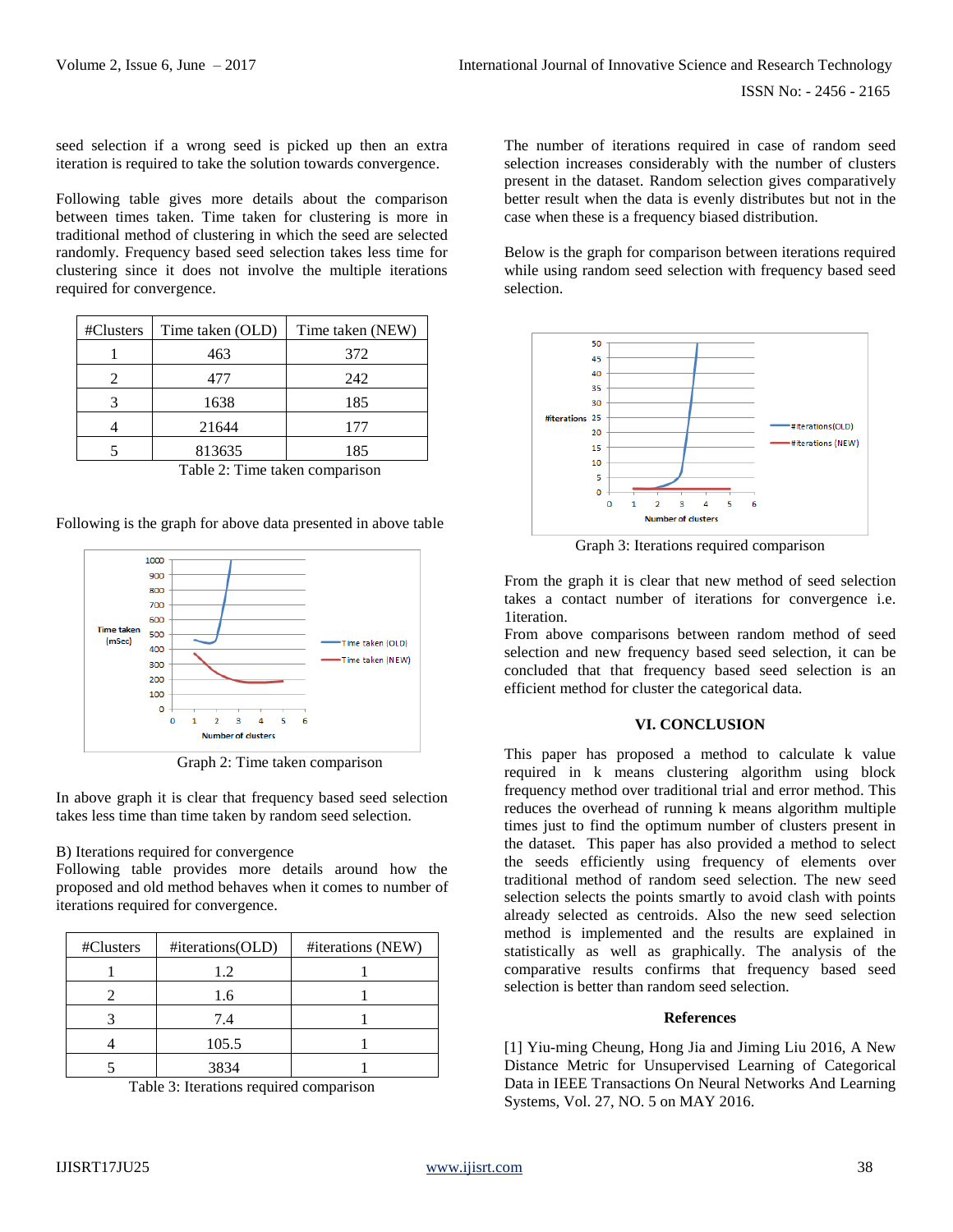seed selection if a wrong seed is picked up then an extra iteration is required to take the solution towards convergence.

Following table gives more details about the comparison between times taken. Time taken for clustering is more in traditional method of clustering in which the seed are selected randomly. Frequency based seed selection takes less time for clustering since it does not involve the multiple iterations required for convergence.

| #Clusters | Time taken (OLD) | Time taken (NEW) |
|---|---|---|
| 1 | 463 | 372 |
| 2 | 477 | 242 |
| 3 | 1638 | 185 |
| 4 | 21644 | 177 |
| 5 | 813635 | 185 |

Table 2: Time taken comparison

Following is the graph for above data presented in above table

Graph 2: Time taken comparison

In above graph it is clear that frequency based seed selection takes less time than time taken by random seed selection.

B) Iterations required for convergence

Following table provides more details around how the proposed and old method behaves when it comes to number of iterations required for convergence.

| #Clusters | #iterations(OLD) | #iterations (NEW) |
|---|---|---|
| 1 | 1.2 | 1 |
| 2 | 1.6 | 1 |
| 3 | 7.4 | 1 |
| 4 | 105.5 | 1 |
| 5 | 3834 | 1 |

Table 3: Iterations required comparison

The number of iterations required in case of random seed selection increases considerably with the number of clusters present in the dataset. Random selection gives comparatively better result when the data is evenly distributes but not in the case when these is a frequency biased distribution.

Below is the graph for comparison between iterations required while using random seed selection with frequency based seed selection.

Graph 3: Iterations required comparison

From the graph it is clear that new method of seed selection takes a contact number of iterations for convergence i.e. 1iteration.

From above comparisons between random method of seed selection and new frequency based seed selection, it can be concluded that that frequency based seed selection is an efficient method for cluster the categorical data.

## VI. CONCLUSION

This paper has proposed a method to calculate k value required in k means clustering algorithm using block frequency method over traditional trial and error method. This reduces the overhead of running k means algorithm multiple times just to find the optimum number of clusters present in the dataset. This paper has also provided a method to select the seeds efficiently using frequency of elements over traditional method of random seed selection. The new seed selection selects the points smartly to avoid clash with points already selected as centroids. Also the new seed selection method is implemented and the results are explained in statistically as well as graphically. The analysis of the comparative results confirms that frequency based seed selection is better than random seed selection.

## References

[1] Yiu-ming Cheung, Hong Jia and Jiming Liu 2016, A New Distance Metric for Unsupervised Learning of Categorical Data in IEEE Transactions On Neural Networks And Learning Systems, Vol. 27, NO. 5 on MAY 2016.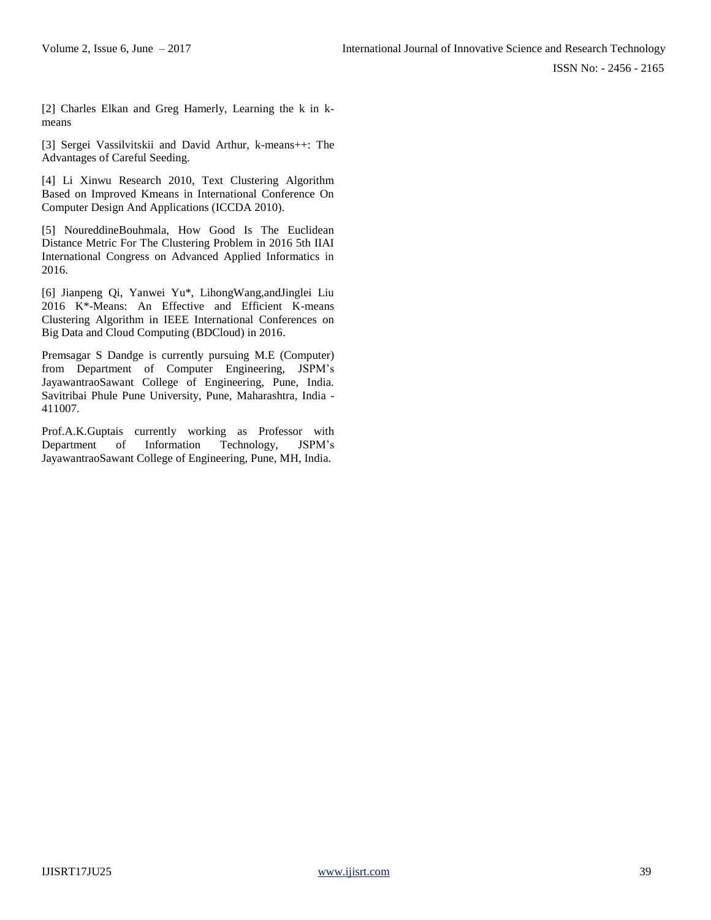[2] Charles Elkan and Greg Hamerly, Learning the k in k-means

[3] Sergei Vassilvitskii and David Arthur, k-means++: The Advantages of Careful Seeding.

[4] Li Xinwu Research 2010, Text Clustering Algorithm Based on Improved Kmeans in International Conference On Computer Design And Applications (ICCDA 2010).

[5] NoureddineBouhmala, How Good Is The Euclidean Distance Metric For The Clustering Problem in 2016 5th IIAI International Congress on Advanced Applied Informatics in 2016.

[6] Jianpeng Qi, Yanwei Yu*, LihongWang,andJinglei Liu 2016 K*-Means: An Effective and Efficient K-means Clustering Algorithm in IEEE International Conferences on Big Data and Cloud Computing (BDCloud) in 2016.

Premsagar S Dandge is currently pursuing M.E (Computer) from Department of Computer Engineering, JSPM's JayawantraoSawant College of Engineering, Pune, India. Savitribai Phule Pune University, Pune, Maharashtra, India - 411007.

Prof.A.K.Guptais currently working as Professor with Department of Information Technology, JSPM's JayawantraoSawant College of Engineering, Pune, MH, India.